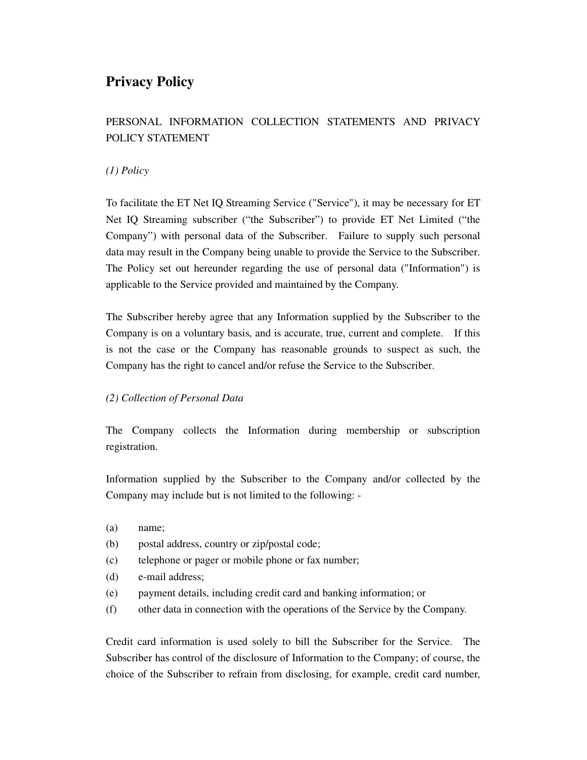# Privacy Policy

PERSONAL INFORMATION COLLECTION STATEMENTS AND PRIVACY POLICY STATEMENT

*(1) Policy*

To facilitate the ET Net IQ Streaming Service ("Service"), it may be necessary for ET Net IQ Streaming subscriber (“the Subscriber”) to provide ET Net Limited (“the Company”) with personal data of the Subscriber. Failure to supply such personal data may result in the Company being unable to provide the Service to the Subscriber. The Policy set out hereunder regarding the use of personal data ("Information") is applicable to the Service provided and maintained by the Company.

The Subscriber hereby agree that any Information supplied by the Subscriber to the Company is on a voluntary basis, and is accurate, true, current and complete. If this is not the case or the Company has reasonable grounds to suspect as such, the Company has the right to cancel and/or refuse the Service to the Subscriber.

*(2) Collection of Personal Data*

The Company collects the Information during membership or subscription registration.

Information supplied by the Subscriber to the Company and/or collected by the Company may include but is not limited to the following: -

(a) name;
(b) postal address, country or zip/postal code;
(c) telephone or pager or mobile phone or fax number;
(d) e-mail address;
(e) payment details, including credit card and banking information; or
(f) other data in connection with the operations of the Service by the Company.

Credit card information is used solely to bill the Subscriber for the Service. The Subscriber has control of the disclosure of Information to the Company; of course, the choice of the Subscriber to refrain from disclosing, for example, credit card number,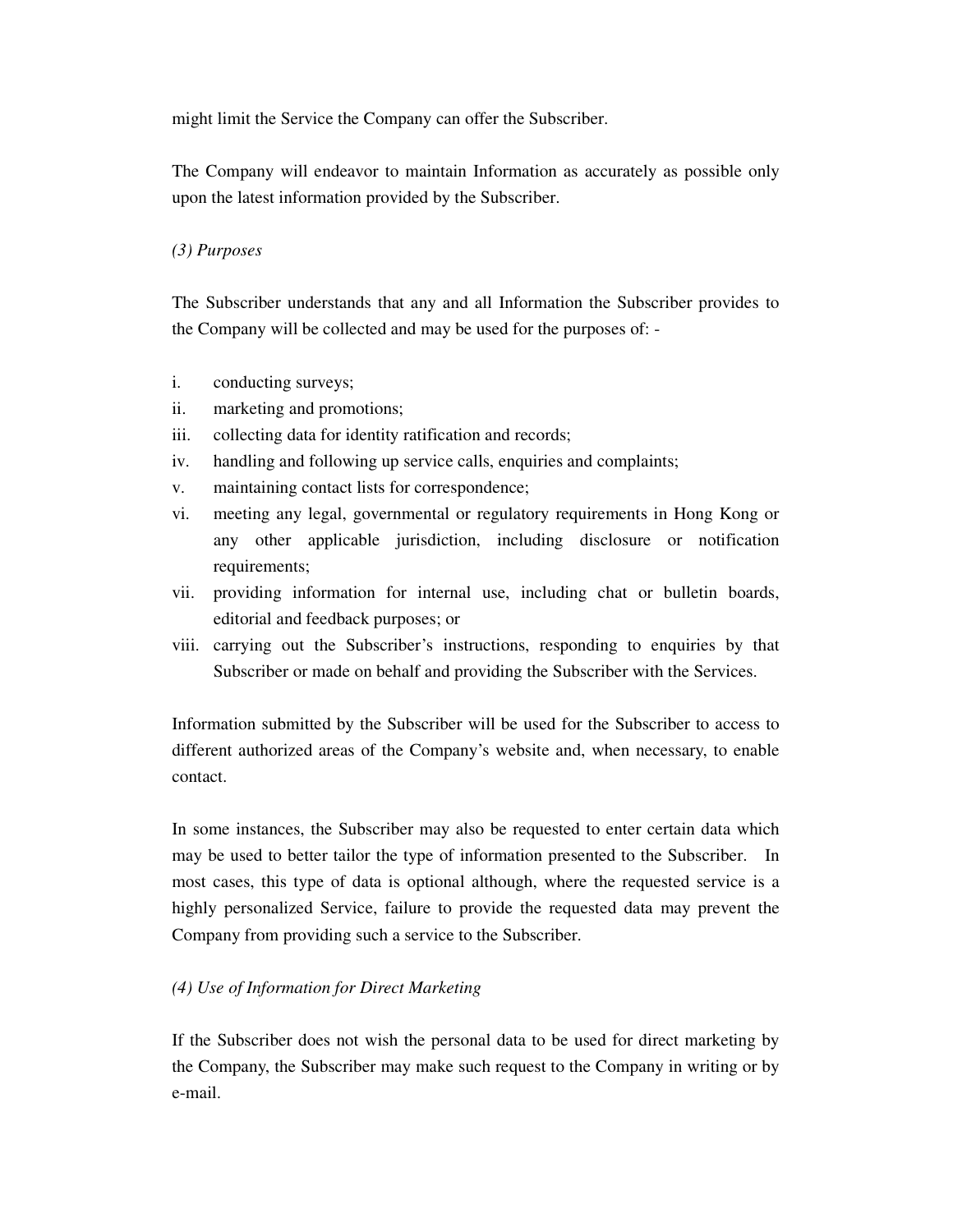might limit the Service the Company can offer the Subscriber.

The Company will endeavor to maintain Information as accurately as possible only upon the latest information provided by the Subscriber.

*(3) Purposes*

The Subscriber understands that any and all Information the Subscriber provides to the Company will be collected and may be used for the purposes of: -

i. conducting surveys;
ii. marketing and promotions;
iii. collecting data for identity ratification and records;
iv. handling and following up service calls, enquiries and complaints;
v. maintaining contact lists for correspondence;
vi. meeting any legal, governmental or regulatory requirements in Hong Kong or any other applicable jurisdiction, including disclosure or notification requirements;
vii. providing information for internal use, including chat or bulletin boards, editorial and feedback purposes; or
viii. carrying out the Subscriber's instructions, responding to enquiries by that Subscriber or made on behalf and providing the Subscriber with the Services.

Information submitted by the Subscriber will be used for the Subscriber to access to different authorized areas of the Company's website and, when necessary, to enable contact.

In some instances, the Subscriber may also be requested to enter certain data which may be used to better tailor the type of information presented to the Subscriber. In most cases, this type of data is optional although, where the requested service is a highly personalized Service, failure to provide the requested data may prevent the Company from providing such a service to the Subscriber.

*(4) Use of Information for Direct Marketing*

If the Subscriber does not wish the personal data to be used for direct marketing by the Company, the Subscriber may make such request to the Company in writing or by e-mail.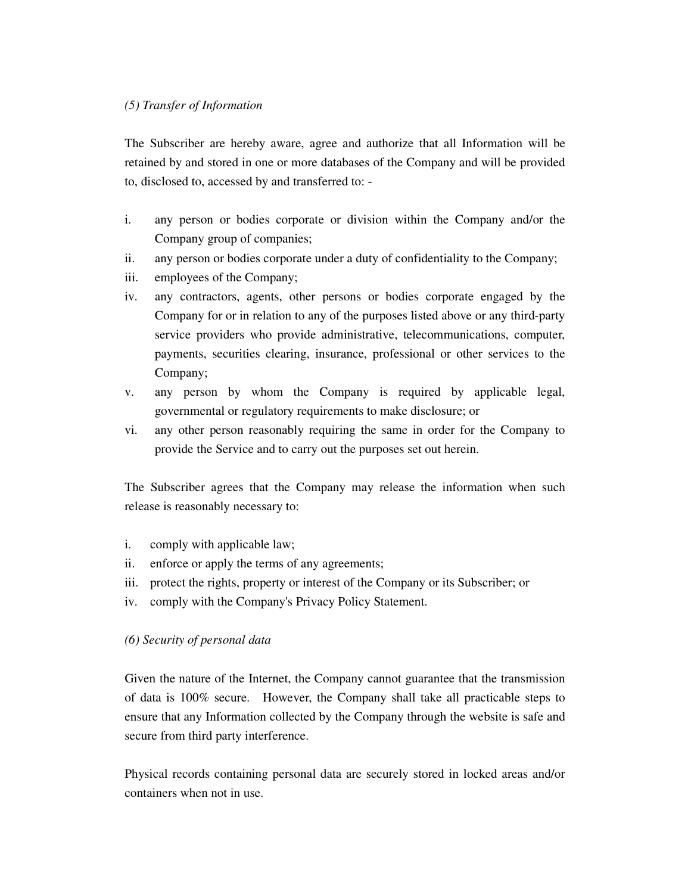*(5) Transfer of Information*

The Subscriber are hereby aware, agree and authorize that all Information will be retained by and stored in one or more databases of the Company and will be provided to, disclosed to, accessed by and transferred to: -

i. any person or bodies corporate or division within the Company and/or the Company group of companies;
ii. any person or bodies corporate under a duty of confidentiality to the Company;
iii. employees of the Company;
iv. any contractors, agents, other persons or bodies corporate engaged by the Company for or in relation to any of the purposes listed above or any third-party service providers who provide administrative, telecommunications, computer, payments, securities clearing, insurance, professional or other services to the Company;
v. any person by whom the Company is required by applicable legal, governmental or regulatory requirements to make disclosure; or
vi. any other person reasonably requiring the same in order for the Company to provide the Service and to carry out the purposes set out herein.

The Subscriber agrees that the Company may release the information when such release is reasonably necessary to:

i. comply with applicable law;
ii. enforce or apply the terms of any agreements;
iii. protect the rights, property or interest of the Company or its Subscriber; or
iv. comply with the Company's Privacy Policy Statement.

*(6) Security of personal data*

Given the nature of the Internet, the Company cannot guarantee that the transmission of data is 100% secure. However, the Company shall take all practicable steps to ensure that any Information collected by the Company through the website is safe and secure from third party interference.

Physical records containing personal data are securely stored in locked areas and/or containers when not in use.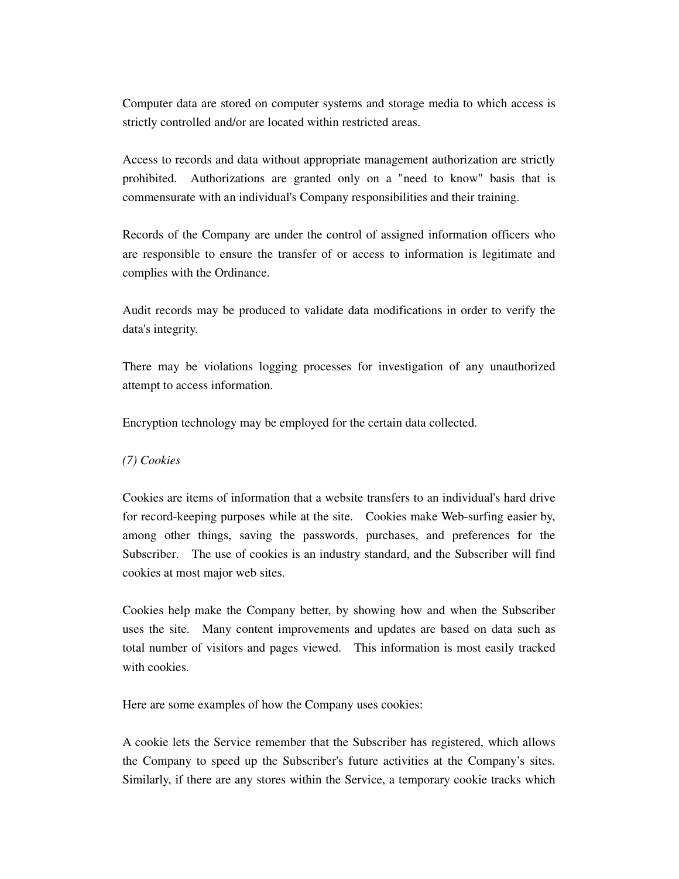Computer data are stored on computer systems and storage media to which access is strictly controlled and/or are located within restricted areas.

Access to records and data without appropriate management authorization are strictly prohibited. Authorizations are granted only on a "need to know" basis that is commensurate with an individual's Company responsibilities and their training.

Records of the Company are under the control of assigned information officers who are responsible to ensure the transfer of or access to information is legitimate and complies with the Ordinance.

Audit records may be produced to validate data modifications in order to verify the data's integrity.

There may be violations logging processes for investigation of any unauthorized attempt to access information.

Encryption technology may be employed for the certain data collected.

*(7) Cookies*

Cookies are items of information that a website transfers to an individual's hard drive for record-keeping purposes while at the site. Cookies make Web-surfing easier by, among other things, saving the passwords, purchases, and preferences for the Subscriber. The use of cookies is an industry standard, and the Subscriber will find cookies at most major web sites.

Cookies help make the Company better, by showing how and when the Subscriber uses the site. Many content improvements and updates are based on data such as total number of visitors and pages viewed. This information is most easily tracked with cookies.

Here are some examples of how the Company uses cookies:

A cookie lets the Service remember that the Subscriber has registered, which allows the Company to speed up the Subscriber's future activities at the Company's sites. Similarly, if there are any stores within the Service, a temporary cookie tracks which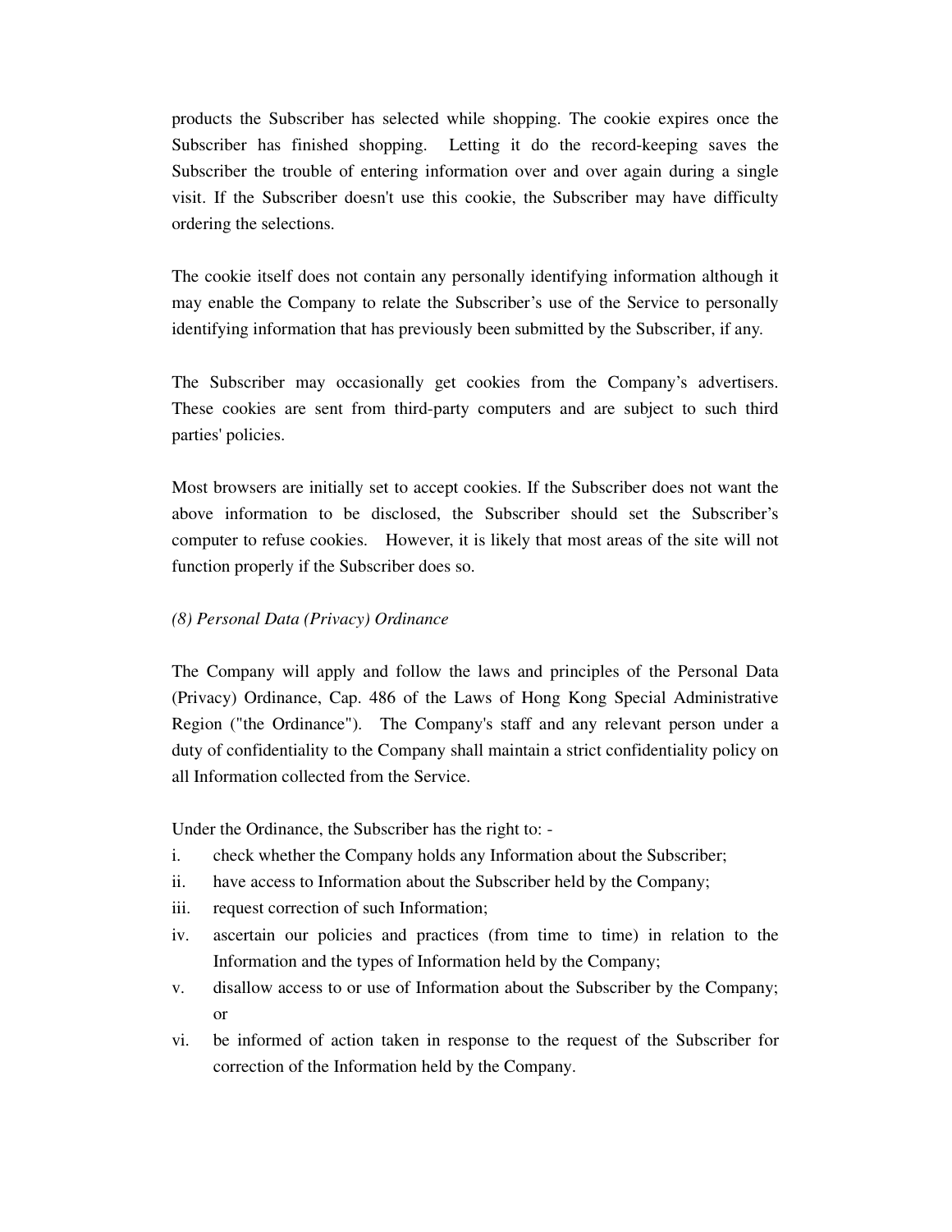products the Subscriber has selected while shopping. The cookie expires once the Subscriber has finished shopping. Letting it do the record-keeping saves the Subscriber the trouble of entering information over and over again during a single visit. If the Subscriber doesn't use this cookie, the Subscriber may have difficulty ordering the selections.

The cookie itself does not contain any personally identifying information although it may enable the Company to relate the Subscriber's use of the Service to personally identifying information that has previously been submitted by the Subscriber, if any.

The Subscriber may occasionally get cookies from the Company's advertisers. These cookies are sent from third-party computers and are subject to such third parties' policies.

Most browsers are initially set to accept cookies. If the Subscriber does not want the above information to be disclosed, the Subscriber should set the Subscriber's computer to refuse cookies. However, it is likely that most areas of the site will not function properly if the Subscriber does so.

*(8) Personal Data (Privacy) Ordinance*

The Company will apply and follow the laws and principles of the Personal Data (Privacy) Ordinance, Cap. 486 of the Laws of Hong Kong Special Administrative Region ("the Ordinance"). The Company's staff and any relevant person under a duty of confidentiality to the Company shall maintain a strict confidentiality policy on all Information collected from the Service.

Under the Ordinance, the Subscriber has the right to: -

i. check whether the Company holds any Information about the Subscriber;
ii. have access to Information about the Subscriber held by the Company;
iii. request correction of such Information;
iv. ascertain our policies and practices (from time to time) in relation to the Information and the types of Information held by the Company;
v. disallow access to or use of Information about the Subscriber by the Company; or
vi. be informed of action taken in response to the request of the Subscriber for correction of the Information held by the Company.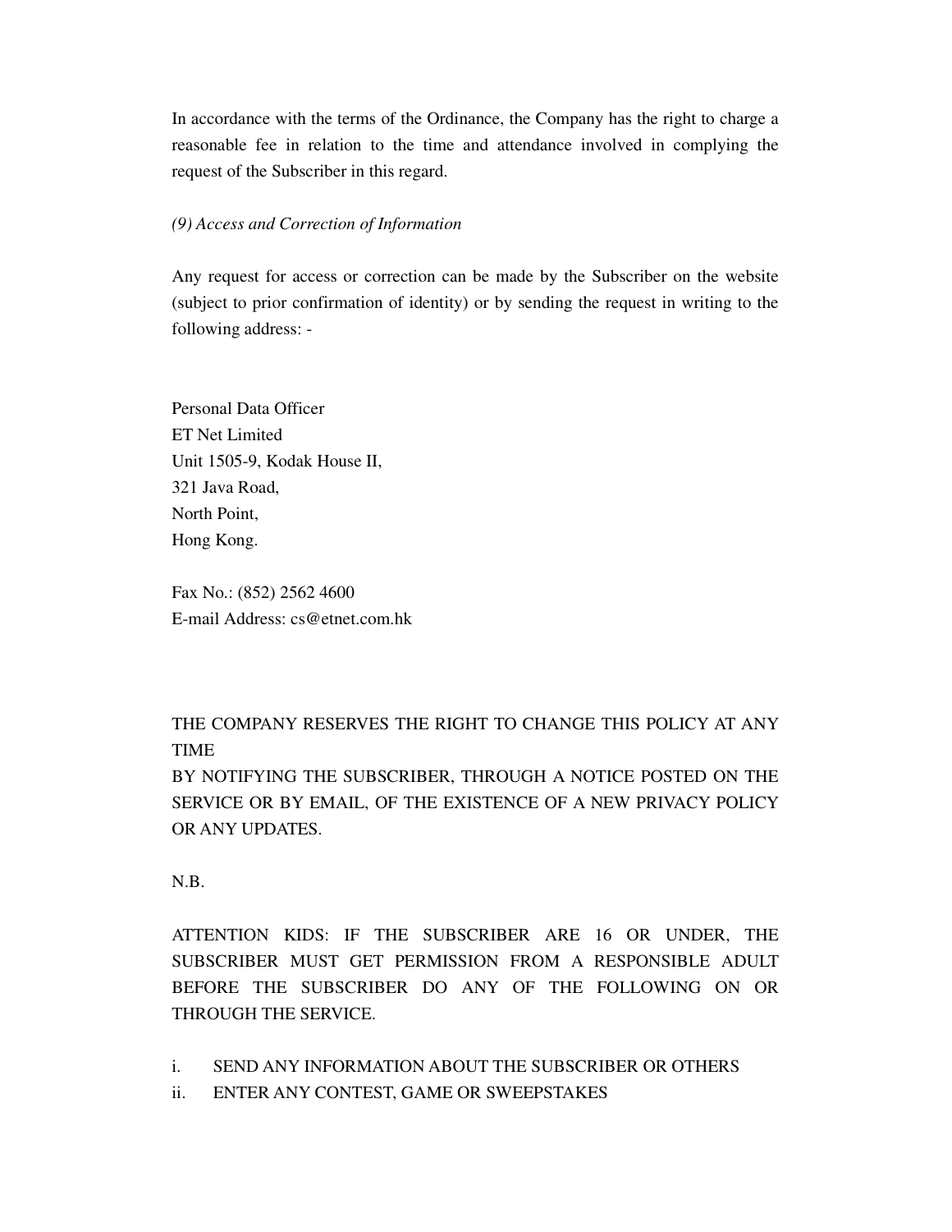In accordance with the terms of the Ordinance, the Company has the right to charge a reasonable fee in relation to the time and attendance involved in complying the request of the Subscriber in this regard.

*(9) Access and Correction of Information*

Any request for access or correction can be made by the Subscriber on the website (subject to prior confirmation of identity) or by sending the request in writing to the following address: -

Personal Data Officer  
ET Net Limited  
Unit 1505-9, Kodak House II,  
321 Java Road,  
North Point,  
Hong Kong.

Fax No.: (852) 2562 4600  
E-mail Address: cs@etnet.com.hk

THE COMPANY RESERVES THE RIGHT TO CHANGE THIS POLICY AT ANY TIME  
BY NOTIFYING THE SUBSCRIBER, THROUGH A NOTICE POSTED ON THE SERVICE OR BY EMAIL, OF THE EXISTENCE OF A NEW PRIVACY POLICY OR ANY UPDATES.

N.B.

ATTENTION KIDS: IF THE SUBSCRIBER ARE 16 OR UNDER, THE SUBSCRIBER MUST GET PERMISSION FROM A RESPONSIBLE ADULT BEFORE THE SUBSCRIBER DO ANY OF THE FOLLOWING ON OR THROUGH THE SERVICE.

i. SEND ANY INFORMATION ABOUT THE SUBSCRIBER OR OTHERS
ii. ENTER ANY CONTEST, GAME OR SWEEPSTAKES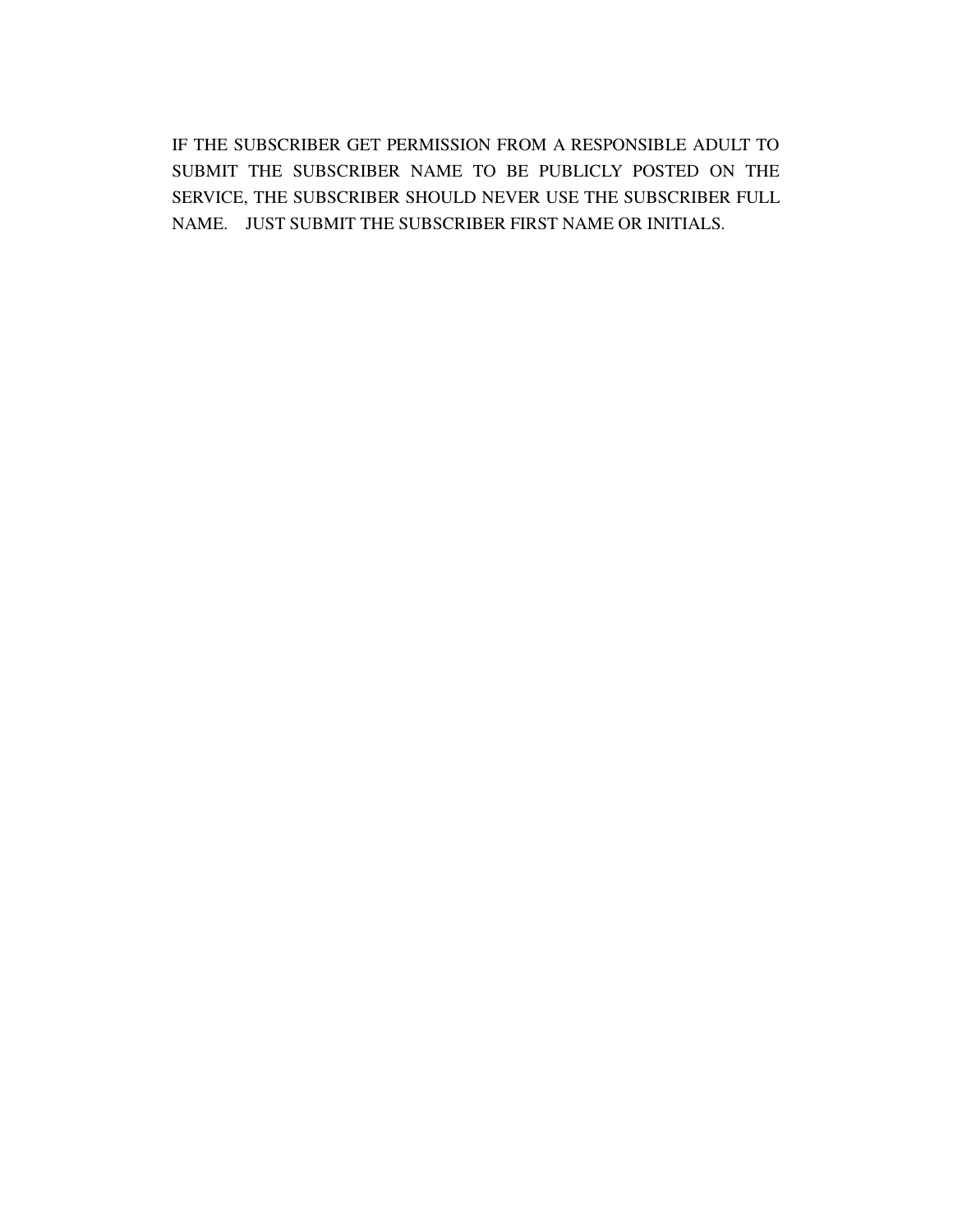IF THE SUBSCRIBER GET PERMISSION FROM A RESPONSIBLE ADULT TO SUBMIT THE SUBSCRIBER NAME TO BE PUBLICLY POSTED ON THE SERVICE, THE SUBSCRIBER SHOULD NEVER USE THE SUBSCRIBER FULL NAME. JUST SUBMIT THE SUBSCRIBER FIRST NAME OR INITIALS.